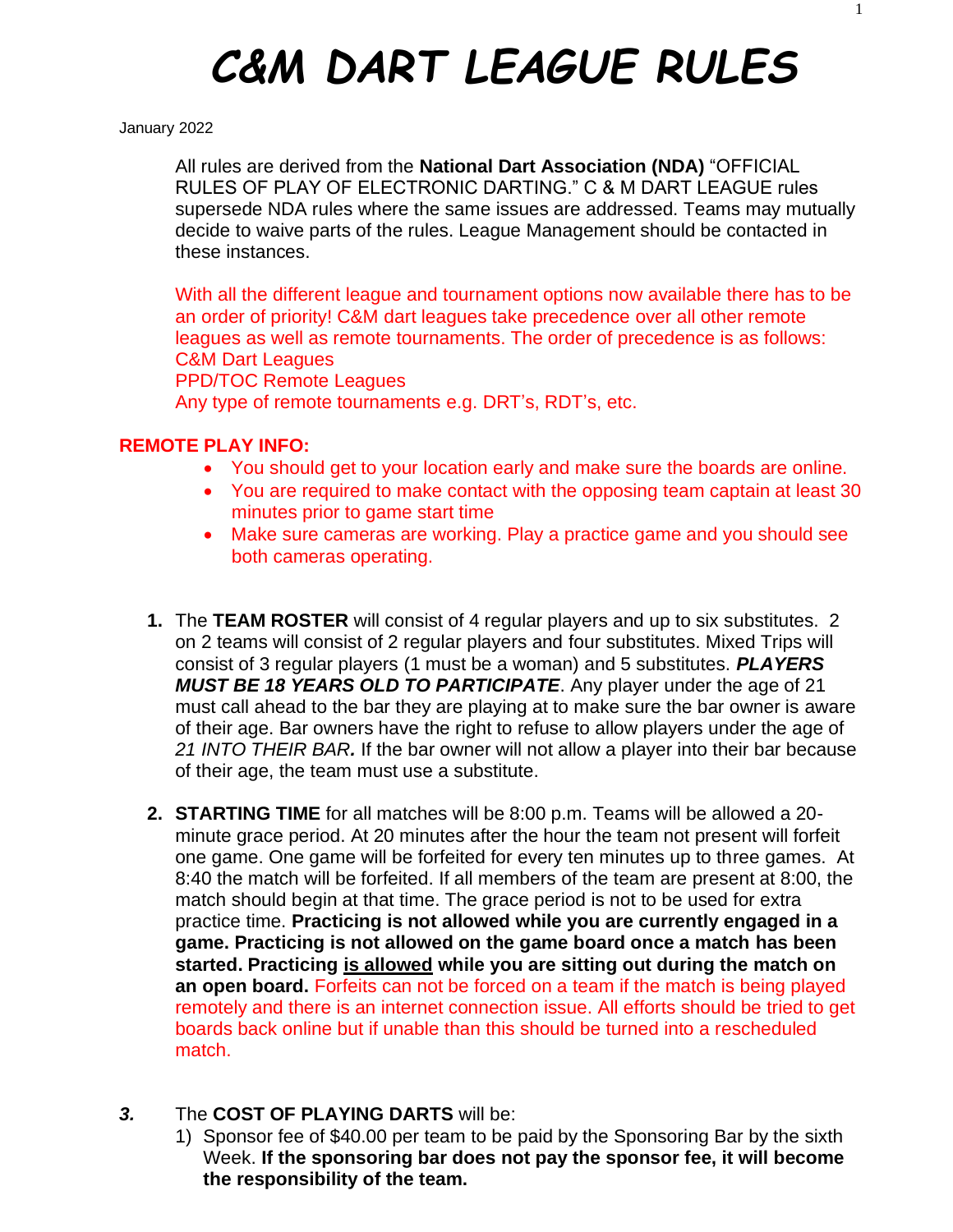# C&M DART LEAGUE RULES

January 2022

All rules are derived from the **National Dart Association (NDA)** "OFFICIAL RULES OF PLAY OF ELECTRONIC DARTING." C & M DART LEAGUE rules supersede NDA rules where the same issues are addressed. Teams may mutually decide to waive parts of the rules. League Management should be contacted in these instances.

With all the different league and tournament options now available there has to be an order of priority! C&M dart leagues take precedence over all other remote leagues as well as remote tournaments. The order of precedence is as follows:
C&M Dart Leagues
PPD/TOC Remote Leagues
Any type of remote tournaments e.g. DRT's, RDT's, etc.

**REMOTE PLAY INFO:**

- You should get to your location early and make sure the boards are online.
- You are required to make contact with the opposing team captain at least 30 minutes prior to game start time
- Make sure cameras are working. Play a practice game and you should see both cameras operating.

1. The **TEAM ROSTER** will consist of 4 regular players and up to six substitutes. 2 on 2 teams will consist of 2 regular players and four substitutes. Mixed Trips will consist of 3 regular players (1 must be a woman) and 5 substitutes. ***PLAYERS MUST BE 18 YEARS OLD TO PARTICIPATE***. Any player under the age of 21 must call ahead to the bar they are playing at to make sure the bar owner is aware of their age. Bar owners have the right to refuse to allow players under the age of *21 INTO THEIR BAR****.*** If the bar owner will not allow a player into their bar because of their age, the team must use a substitute.

2. **STARTING TIME** for all matches will be 8:00 p.m. Teams will be allowed a 20-minute grace period. At 20 minutes after the hour the team not present will forfeit one game. One game will be forfeited for every ten minutes up to three games. At 8:40 the match will be forfeited. If all members of the team are present at 8:00, the match should begin at that time. The grace period is not to be used for extra practice time. **Practicing is not allowed while you are currently engaged in a game. Practicing is not allowed on the game board once a match has been started. Practicing <u>is allowed</u> while you are sitting out during the match on an open board.** Forfeits can not be forced on a team if the match is being played remotely and there is an internet connection issue. All efforts should be tried to get boards back online but if unable than this should be turned into a rescheduled match.

***3.*** The **COST OF PLAYING DARTS** will be:
   1) Sponsor fee of $40.00 per team to be paid by the Sponsoring Bar by the sixth Week. **If the sponsoring bar does not pay the sponsor fee, it will become the responsibility of the team.**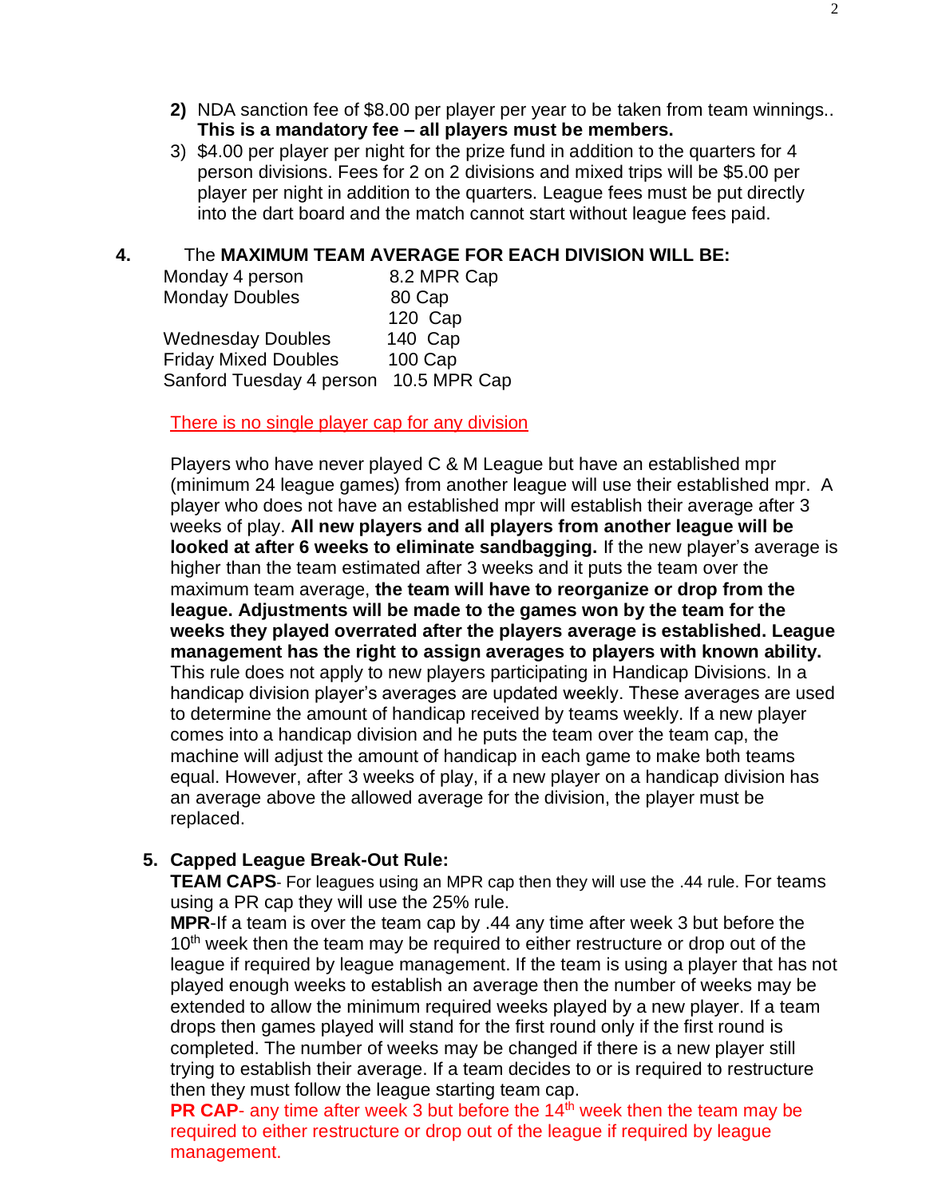2) NDA sanction fee of $8.00 per player per year to be taken from team winnings.. **This is a mandatory fee – all players must be members.**
3) $4.00 per player per night for the prize fund in addition to the quarters for 4 person divisions. Fees for 2 on 2 divisions and mixed trips will be $5.00 per player per night in addition to the quarters. League fees must be put directly into the dart board and the match cannot start without league fees paid.

**4.** The **MAXIMUM TEAM AVERAGE FOR EACH DIVISION WILL BE:**

| | |
|---|---|
| Monday 4 person | 8.2 MPR Cap |
| Monday Doubles | 80 Cap |
| | 120 Cap |
| Wednesday Doubles | 140 Cap |
| Friday Mixed Doubles | 100 Cap |
| Sanford Tuesday 4 person | 10.5 MPR Cap |

There is no single player cap for any division

Players who have never played C & M League but have an established mpr (minimum 24 league games) from another league will use their established mpr. A player who does not have an established mpr will establish their average after 3 weeks of play. **All new players and all players from another league will be looked at after 6 weeks to eliminate sandbagging.** If the new player's average is higher than the team estimated after 3 weeks and it puts the team over the maximum team average, **the team will have to reorganize or drop from the league. Adjustments will be made to the games won by the team for the weeks they played overrated after the players average is established. League management has the right to assign averages to players with known ability.** This rule does not apply to new players participating in Handicap Divisions. In a handicap division player's averages are updated weekly. These averages are used to determine the amount of handicap received by teams weekly. If a new player comes into a handicap division and he puts the team over the team cap, the machine will adjust the amount of handicap in each game to make both teams equal. However, after 3 weeks of play, if a new player on a handicap division has an average above the allowed average for the division, the player must be replaced.

**5. Capped League Break-Out Rule:**

**TEAM CAPS**- For leagues using an MPR cap then they will use the .44 rule. For teams using a PR cap they will use the 25% rule.

**MPR**-If a team is over the team cap by .44 any time after week 3 but before the 10th week then the team may be required to either restructure or drop out of the league if required by league management. If the team is using a player that has not played enough weeks to establish an average then the number of weeks may be extended to allow the minimum required weeks played by a new player. If a team drops then games played will stand for the first round only if the first round is completed. The number of weeks may be changed if there is a new player still trying to establish their average. If a team decides to or is required to restructure then they must follow the league starting team cap.

**PR CAP**- any time after week 3 but before the 14th week then the team may be required to either restructure or drop out of the league if required by league management.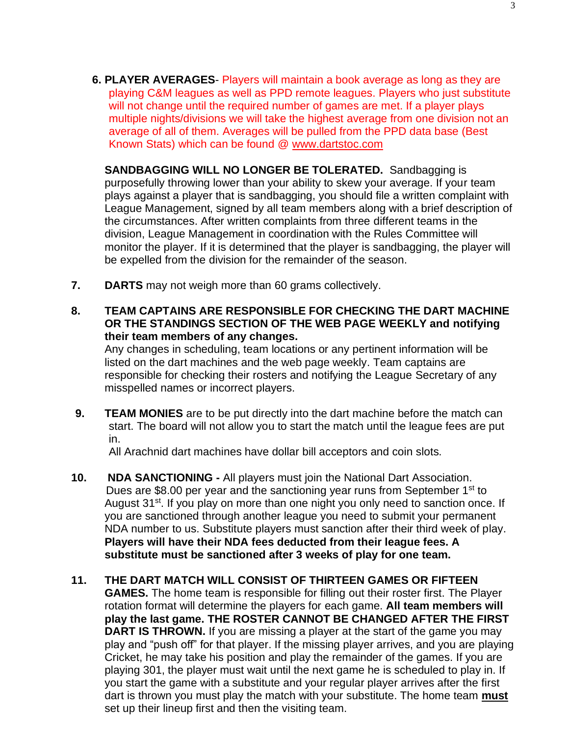6. **PLAYER AVERAGES**- Players will maintain a book average as long as they are playing C&M leagues as well as PPD remote leagues. Players who just substitute will not change until the required number of games are met. If a player plays multiple nights/divisions we will take the highest average from one division not an average of all of them. Averages will be pulled from the PPD data base (Best Known Stats) which can be found @ www.dartstoc.com

   **SANDBAGGING WILL NO LONGER BE TOLERATED.** Sandbagging is purposefully throwing lower than your ability to skew your average. If your team plays against a player that is sandbagging, you should file a written complaint with League Management, signed by all team members along with a brief description of the circumstances. After written complaints from three different teams in the division, League Management in coordination with the Rules Committee will monitor the player. If it is determined that the player is sandbagging, the player will be expelled from the division for the remainder of the season.

7. **DARTS** may not weigh more than 60 grams collectively.

8. **TEAM CAPTAINS ARE RESPONSIBLE FOR CHECKING THE DART MACHINE OR THE STANDINGS SECTION OF THE WEB PAGE WEEKLY and notifying their team members of any changes.**
   Any changes in scheduling, team locations or any pertinent information will be listed on the dart machines and the web page weekly. Team captains are responsible for checking their rosters and notifying the League Secretary of any misspelled names or incorrect players.

9. **TEAM MONIES** are to be put directly into the dart machine before the match can start. The board will not allow you to start the match until the league fees are put in.
   All Arachnid dart machines have dollar bill acceptors and coin slots.

10. **NDA SANCTIONING -** All players must join the National Dart Association. Dues are $8.00 per year and the sanctioning year runs from September 1st to August 31st. If you play on more than one night you only need to sanction once. If you are sanctioned through another league you need to submit your permanent NDA number to us. Substitute players must sanction after their third week of play. **Players will have their NDA fees deducted from their league fees. A substitute must be sanctioned after 3 weeks of play for one team.**

11. **THE DART MATCH WILL CONSIST OF THIRTEEN GAMES OR FIFTEEN GAMES.** The home team is responsible for filling out their roster first. The Player rotation format will determine the players for each game. **All team members will play the last game. THE ROSTER CANNOT BE CHANGED AFTER THE FIRST DART IS THROWN.** If you are missing a player at the start of the game you may play and "push off" for that player. If the missing player arrives, and you are playing Cricket, he may take his position and play the remainder of the games. If you are playing 301, the player must wait until the next game he is scheduled to play in. If you start the game with a substitute and your regular player arrives after the first dart is thrown you must play the match with your substitute. The home team **must** set up their lineup first and then the visiting team.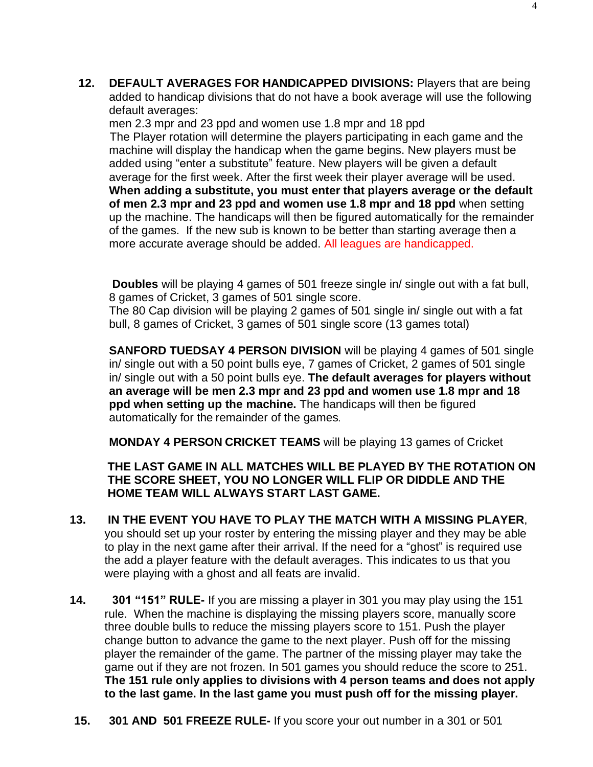**12. DEFAULT AVERAGES FOR HANDICAPPED DIVISIONS:** Players that are being added to handicap divisions that do not have a book average will use the following default averages:
men 2.3 mpr and 23 ppd and women use 1.8 mpr and 18 ppd
The Player rotation will determine the players participating in each game and the machine will display the handicap when the game begins. New players must be added using "enter a substitute" feature. New players will be given a default average for the first week. After the first week their player average will be used. **When adding a substitute, you must enter that players average or the default of men 2.3 mpr and 23 ppd and women use 1.8 mpr and 18 ppd** when setting up the machine. The handicaps will then be figured automatically for the remainder of the games. If the new sub is known to be better than starting average then a more accurate average should be added. All leagues are handicapped.

**Doubles** will be playing 4 games of 501 freeze single in/ single out with a fat bull, 8 games of Cricket, 3 games of 501 single score.
The 80 Cap division will be playing 2 games of 501 single in/ single out with a fat bull, 8 games of Cricket, 3 games of 501 single score (13 games total)

**SANFORD TUEDSAY 4 PERSON DIVISION** will be playing 4 games of 501 single in/ single out with a 50 point bulls eye, 7 games of Cricket, 2 games of 501 single in/ single out with a 50 point bulls eye. **The default averages for players without an average will be men 2.3 mpr and 23 ppd and women use 1.8 mpr and 18 ppd when setting up the machine.** The handicaps will then be figured automatically for the remainder of the games.

**MONDAY 4 PERSON CRICKET TEAMS** will be playing 13 games of Cricket

**THE LAST GAME IN ALL MATCHES WILL BE PLAYED BY THE ROTATION ON THE SCORE SHEET, YOU NO LONGER WILL FLIP OR DIDDLE AND THE HOME TEAM WILL ALWAYS START LAST GAME.**

**13. IN THE EVENT YOU HAVE TO PLAY THE MATCH WITH A MISSING PLAYER**, you should set up your roster by entering the missing player and they may be able to play in the next game after their arrival. If the need for a "ghost" is required use the add a player feature with the default averages. This indicates to us that you were playing with a ghost and all feats are invalid.

**14. 301 "151" RULE-** If you are missing a player in 301 you may play using the 151 rule. When the machine is displaying the missing players score, manually score three double bulls to reduce the missing players score to 151. Push the player change button to advance the game to the next player. Push off for the missing player the remainder of the game. The partner of the missing player may take the game out if they are not frozen. In 501 games you should reduce the score to 251. **The 151 rule only applies to divisions with 4 person teams and does not apply to the last game. In the last game you must push off for the missing player.**

**15. 301 AND 501 FREEZE RULE-** If you score your out number in a 301 or 501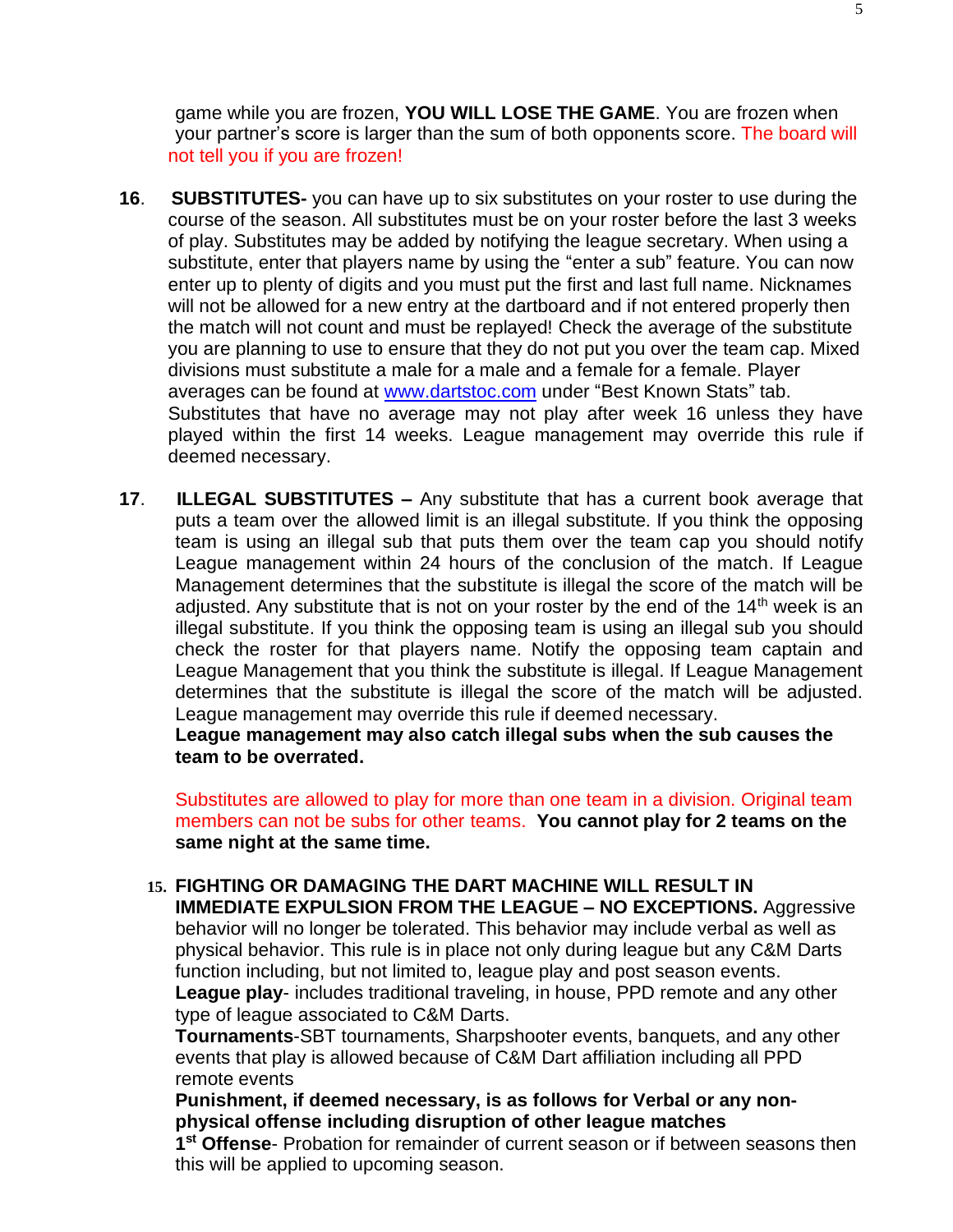game while you are frozen, **YOU WILL LOSE THE GAME**. You are frozen when your partner's score is larger than the sum of both opponents score. The board will not tell you if you are frozen!

16. **SUBSTITUTES-** you can have up to six substitutes on your roster to use during the course of the season. All substitutes must be on your roster before the last 3 weeks of play. Substitutes may be added by notifying the league secretary. When using a substitute, enter that players name by using the "enter a sub" feature. You can now enter up to plenty of digits and you must put the first and last full name. Nicknames will not be allowed for a new entry at the dartboard and if not entered properly then the match will not count and must be replayed! Check the average of the substitute you are planning to use to ensure that they do not put you over the team cap. Mixed divisions must substitute a male for a male and a female for a female. Player averages can be found at www.dartstoc.com under "Best Known Stats" tab. Substitutes that have no average may not play after week 16 unless they have played within the first 14 weeks. League management may override this rule if deemed necessary.

17. **ILLEGAL SUBSTITUTES –** Any substitute that has a current book average that puts a team over the allowed limit is an illegal substitute. If you think the opposing team is using an illegal sub that puts them over the team cap you should notify League management within 24 hours of the conclusion of the match. If League Management determines that the substitute is illegal the score of the match will be adjusted. Any substitute that is not on your roster by the end of the 14th week is an illegal substitute. If you think the opposing team is using an illegal sub you should check the roster for that players name. Notify the opposing team captain and League Management that you think the substitute is illegal. If League Management determines that the substitute is illegal the score of the match will be adjusted. League management may override this rule if deemed necessary.
**League management may also catch illegal subs when the sub causes the team to be overrated.**

Substitutes are allowed to play for more than one team in a division. Original team members can not be subs for other teams. **You cannot play for 2 teams on the same night at the same time.**

15. **FIGHTING OR DAMAGING THE DART MACHINE WILL RESULT IN IMMEDIATE EXPULSION FROM THE LEAGUE – NO EXCEPTIONS.** Aggressive behavior will no longer be tolerated. This behavior may include verbal as well as physical behavior. This rule is in place not only during league but any C&M Darts function including, but not limited to, league play and post season events.
**League play**- includes traditional traveling, in house, PPD remote and any other type of league associated to C&M Darts.
**Tournaments**-SBT tournaments, Sharpshooter events, banquets, and any other events that play is allowed because of C&M Dart affiliation including all PPD remote events
**Punishment, if deemed necessary, is as follows for Verbal or any non-physical offense including disruption of other league matches**
**1st Offense**- Probation for remainder of current season or if between seasons then this will be applied to upcoming season.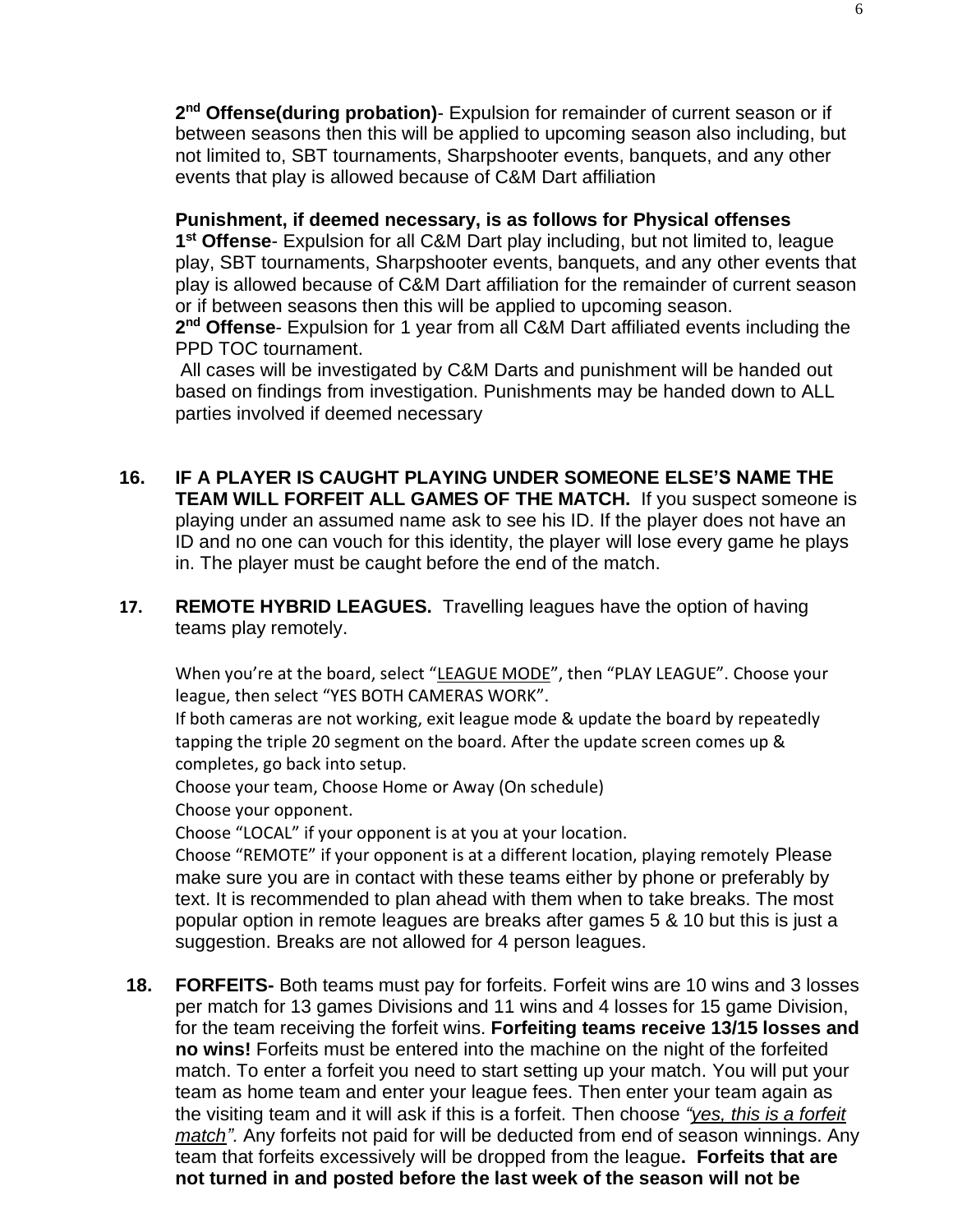**2nd Offense(during probation)**- Expulsion for remainder of current season or if between seasons then this will be applied to upcoming season also including, but not limited to, SBT tournaments, Sharpshooter events, banquets, and any other events that play is allowed because of C&M Dart affiliation

**Punishment, if deemed necessary, is as follows for Physical offenses**
**1st Offense**- Expulsion for all C&M Dart play including, but not limited to, league play, SBT tournaments, Sharpshooter events, banquets, and any other events that play is allowed because of C&M Dart affiliation for the remainder of current season or if between seasons then this will be applied to upcoming season.
**2nd Offense**- Expulsion for 1 year from all C&M Dart affiliated events including the PPD TOC tournament.
All cases will be investigated by C&M Darts and punishment will be handed out based on findings from investigation. Punishments may be handed down to ALL parties involved if deemed necessary

**16. IF A PLAYER IS CAUGHT PLAYING UNDER SOMEONE ELSE'S NAME THE TEAM WILL FORFEIT ALL GAMES OF THE MATCH.** If you suspect someone is playing under an assumed name ask to see his ID. If the player does not have an ID and no one can vouch for this identity, the player will lose every game he plays in. The player must be caught before the end of the match.

**17. REMOTE HYBRID LEAGUES.** Travelling leagues have the option of having teams play remotely.

When you're at the board, select "LEAGUE MODE", then "PLAY LEAGUE". Choose your league, then select "YES BOTH CAMERAS WORK".
If both cameras are not working, exit league mode & update the board by repeatedly tapping the triple 20 segment on the board. After the update screen comes up & completes, go back into setup.
Choose your team, Choose Home or Away (On schedule)
Choose your opponent.
Choose "LOCAL" if your opponent is at you at your location.
Choose "REMOTE" if your opponent is at a different location, playing remotely Please make sure you are in contact with these teams either by phone or preferably by text. It is recommended to plan ahead with them when to take breaks. The most popular option in remote leagues are breaks after games 5 & 10 but this is just a suggestion. Breaks are not allowed for 4 person leagues.

**18. FORFEITS-** Both teams must pay for forfeits. Forfeit wins are 10 wins and 3 losses per match for 13 games Divisions and 11 wins and 4 losses for 15 game Division, for the team receiving the forfeit wins. **Forfeiting teams receive 13/15 losses and no wins!** Forfeits must be entered into the machine on the night of the forfeited match. To enter a forfeit you need to start setting up your match. You will put your team as home team and enter your league fees. Then enter your team again as the visiting team and it will ask if this is a forfeit. Then choose *"yes, this is a forfeit match".* Any forfeits not paid for will be deducted from end of season winnings. Any team that forfeits excessively will be dropped from the league**. Forfeits that are not turned in and posted before the last week of the season will not be**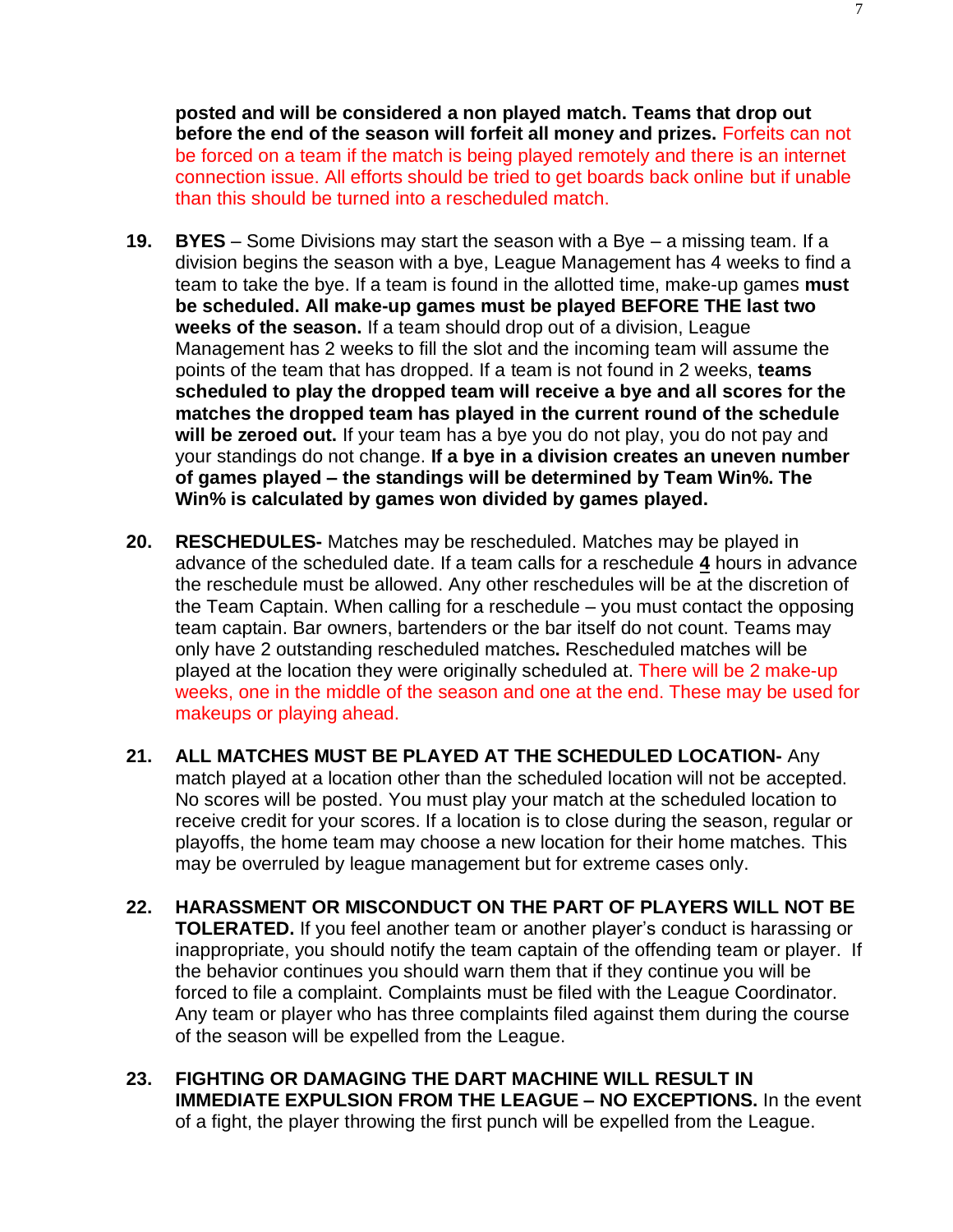**posted and will be considered a non played match. Teams that drop out before the end of the season will forfeit all money and prizes.** Forfeits can not be forced on a team if the match is being played remotely and there is an internet connection issue. All efforts should be tried to get boards back online but if unable than this should be turned into a rescheduled match.

19. **BYES** – Some Divisions may start the season with a Bye – a missing team. If a division begins the season with a bye, League Management has 4 weeks to find a team to take the bye. If a team is found in the allotted time, make-up games **must be scheduled. All make-up games must be played BEFORE THE last two weeks of the season.** If a team should drop out of a division, League Management has 2 weeks to fill the slot and the incoming team will assume the points of the team that has dropped. If a team is not found in 2 weeks, **teams scheduled to play the dropped team will receive a bye and all scores for the matches the dropped team has played in the current round of the schedule will be zeroed out.** If your team has a bye you do not play, you do not pay and your standings do not change. **If a bye in a division creates an uneven number of games played – the standings will be determined by Team Win%. The Win% is calculated by games won divided by games played.**

20. **RESCHEDULES-** Matches may be rescheduled. Matches may be played in advance of the scheduled date. If a team calls for a reschedule **4** hours in advance the reschedule must be allowed. Any other reschedules will be at the discretion of the Team Captain. When calling for a reschedule – you must contact the opposing team captain. Bar owners, bartenders or the bar itself do not count. Teams may only have 2 outstanding rescheduled matches**.** Rescheduled matches will be played at the location they were originally scheduled at. There will be 2 make-up weeks, one in the middle of the season and one at the end. These may be used for makeups or playing ahead.

21. **ALL MATCHES MUST BE PLAYED AT THE SCHEDULED LOCATION-** Any match played at a location other than the scheduled location will not be accepted. No scores will be posted. You must play your match at the scheduled location to receive credit for your scores. If a location is to close during the season, regular or playoffs, the home team may choose a new location for their home matches. This may be overruled by league management but for extreme cases only.

22. **HARASSMENT OR MISCONDUCT ON THE PART OF PLAYERS WILL NOT BE TOLERATED.** If you feel another team or another player's conduct is harassing or inappropriate, you should notify the team captain of the offending team or player. If the behavior continues you should warn them that if they continue you will be forced to file a complaint. Complaints must be filed with the League Coordinator. Any team or player who has three complaints filed against them during the course of the season will be expelled from the League.

23. **FIGHTING OR DAMAGING THE DART MACHINE WILL RESULT IN IMMEDIATE EXPULSION FROM THE LEAGUE – NO EXCEPTIONS.** In the event of a fight, the player throwing the first punch will be expelled from the League.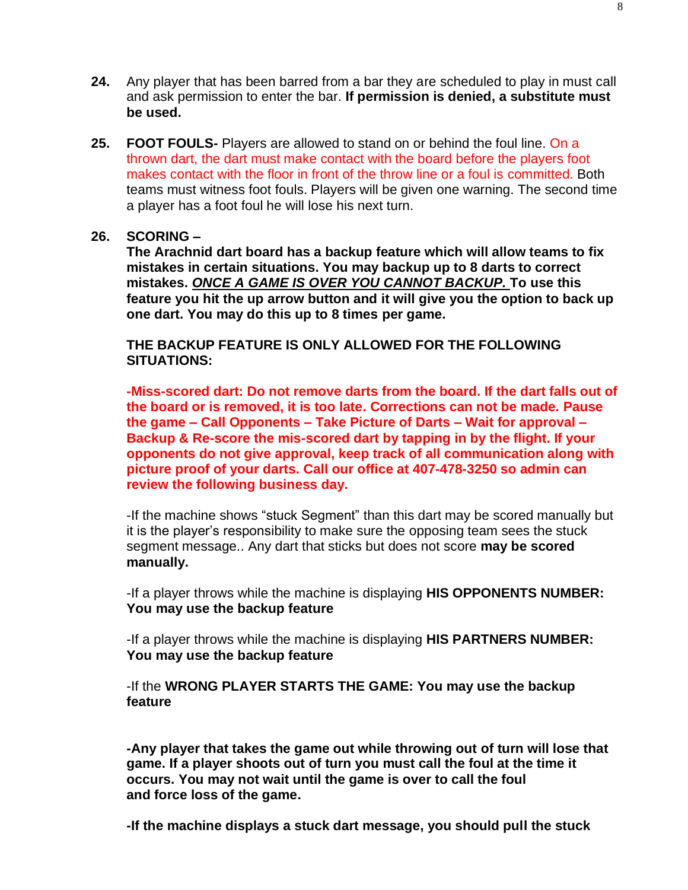**24.** Any player that has been barred from a bar they are scheduled to play in must call and ask permission to enter the bar. **If permission is denied, a substitute must be used.**

**25.** **FOOT FOULS-** Players are allowed to stand on or behind the foul line. On a thrown dart, the dart must make contact with the board before the players foot makes contact with the floor in front of the throw line or a foul is committed. Both teams must witness foot fouls. Players will be given one warning. The second time a player has a foot foul he will lose his next turn.

**26.** **SCORING –**

**The Arachnid dart board has a backup feature which will allow teams to fix mistakes in certain situations. You may backup up to 8 darts to correct mistakes. *__ONCE A GAME IS OVER YOU CANNOT BACKUP.__* To use this feature you hit the up arrow button and it will give you the option to back up one dart. You may do this up to 8 times per game.**

**THE BACKUP FEATURE IS ONLY ALLOWED FOR THE FOLLOWING SITUATIONS:**

**-Miss-scored dart: Do not remove darts from the board. If the dart falls out of the board or is removed, it is too late. Corrections can not be made. Pause the game – Call Opponents – Take Picture of Darts – Wait for approval – Backup & Re-score the mis-scored dart by tapping in by the flight. If your opponents do not give approval, keep track of all communication along with picture proof of your darts. Call our office at 407-478-3250 so admin can review the following business day.**

-If the machine shows "stuck Segment" than this dart may be scored manually but it is the player's responsibility to make sure the opposing team sees the stuck segment message.. Any dart that sticks but does not score **may be scored manually.**

-If a player throws while the machine is displaying **HIS OPPONENTS NUMBER: You may use the backup feature**

-If a player throws while the machine is displaying **HIS PARTNERS NUMBER: You may use the backup feature**

-If the **WRONG PLAYER STARTS THE GAME: You may use the backup feature**

**-Any player that takes the game out while throwing out of turn will lose that game. If a player shoots out of turn you must call the foul at the time it occurs. You may not wait until the game is over to call the foul and force loss of the game.**

**-If the machine displays a stuck dart message, you should pull the stuck**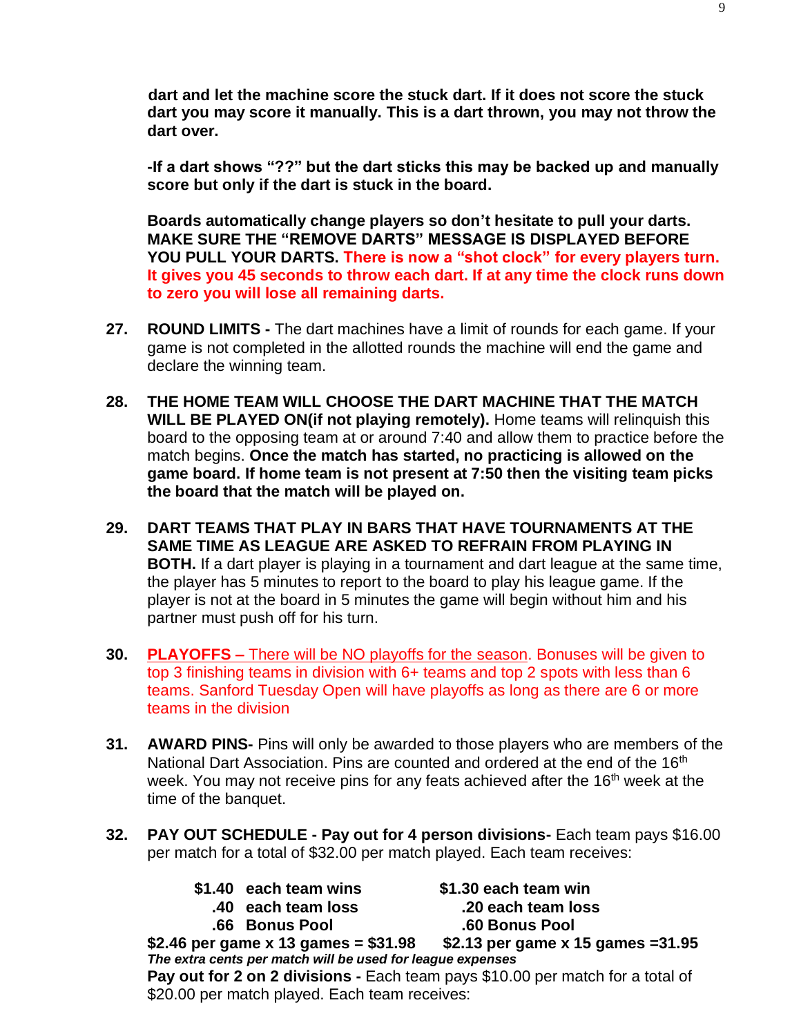**dart and let the machine score the stuck dart. If it does not score the stuck dart you may score it manually. This is a dart thrown, you may not throw the dart over.**

**-If a dart shows "??" but the dart sticks this may be backed up and manually score but only if the dart is stuck in the board.**

**Boards automatically change players so don't hesitate to pull your darts. MAKE SURE THE "REMOVE DARTS" MESSAGE IS DISPLAYED BEFORE YOU PULL YOUR DARTS. There is now a "shot clock" for every players turn. It gives you 45 seconds to throw each dart. If at any time the clock runs down to zero you will lose all remaining darts.**

27. **ROUND LIMITS -** The dart machines have a limit of rounds for each game. If your game is not completed in the allotted rounds the machine will end the game and declare the winning team.

28. **THE HOME TEAM WILL CHOOSE THE DART MACHINE THAT THE MATCH WILL BE PLAYED ON(if not playing remotely).** Home teams will relinquish this board to the opposing team at or around 7:40 and allow them to practice before the match begins. **Once the match has started, no practicing is allowed on the game board. If home team is not present at 7:50 then the visiting team picks the board that the match will be played on.**

29. **DART TEAMS THAT PLAY IN BARS THAT HAVE TOURNAMENTS AT THE SAME TIME AS LEAGUE ARE ASKED TO REFRAIN FROM PLAYING IN BOTH.** If a dart player is playing in a tournament and dart league at the same time, the player has 5 minutes to report to the board to play his league game. If the player is not at the board in 5 minutes the game will begin without him and his partner must push off for his turn.

30. **PLAYOFFS –** There will be NO playoffs for the season. Bonuses will be given to top 3 finishing teams in division with 6+ teams and top 2 spots with less than 6 teams. Sanford Tuesday Open will have playoffs as long as there are 6 or more teams in the division

31. **AWARD PINS-** Pins will only be awarded to those players who are members of the National Dart Association. Pins are counted and ordered at the end of the 16th week. You may not receive pins for any feats achieved after the 16th week at the time of the banquet.

32. **PAY OUT SCHEDULE - Pay out for 4 person divisions-** Each team pays $16.00 per match for a total of $32.00 per match played. Each team receives:

| | |
|---|---|
| **$1.40 each team wins** | **$1.30 each team win** |
| **.40 each team loss** | **.20 each team loss** |
| **.66 Bonus Pool** | **.60 Bonus Pool** |
| **$2.46 per game x 13 games = $31.98** | **$2.13 per game x 15 games =31.95** |

***The extra cents per match will be used for league expenses***

**Pay out for 2 on 2 divisions -** Each team pays $10.00 per match for a total of $20.00 per match played. Each team receives: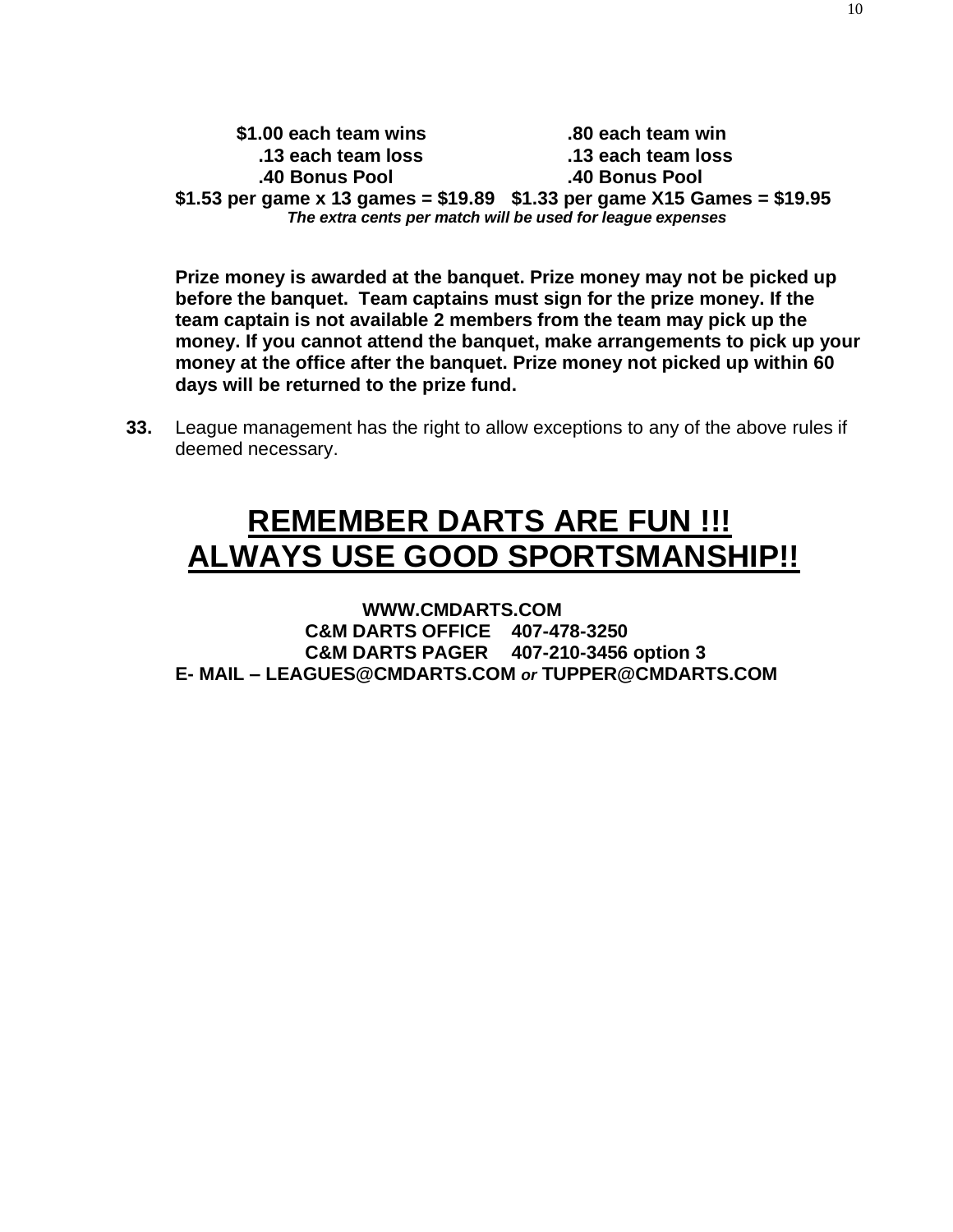| | |
|---|---|
| **$1.00 each team wins** | **.80 each team win** |
| **.13 each team loss** | **.13 each team loss** |
| **.40 Bonus Pool** | **.40 Bonus Pool** |
| **$1.53 per game x 13 games = $19.89** | **$1.33 per game X15 Games = $19.95** |

***The extra cents per match will be used for league expenses***

**Prize money is awarded at the banquet. Prize money may not be picked up before the banquet. Team captains must sign for the prize money. If the team captain is not available 2 members from the team may pick up the money. If you cannot attend the banquet, make arrangements to pick up your money at the office after the banquet. Prize money not picked up within 60 days will be returned to the prize fund.**

**33.** League management has the right to allow exceptions to any of the above rules if deemed necessary.

# <u>REMEMBER DARTS ARE FUN !!!</u>
# <u>ALWAYS USE GOOD SPORTSMANSHIP!!</u>

**WWW.CMDARTS.COM**
**C&M DARTS OFFICE 407-478-3250**
**C&M DARTS PAGER 407-210-3456 option 3**
**E- MAIL – LEAGUES@CMDARTS.COM *or* TUPPER@CMDARTS.COM**